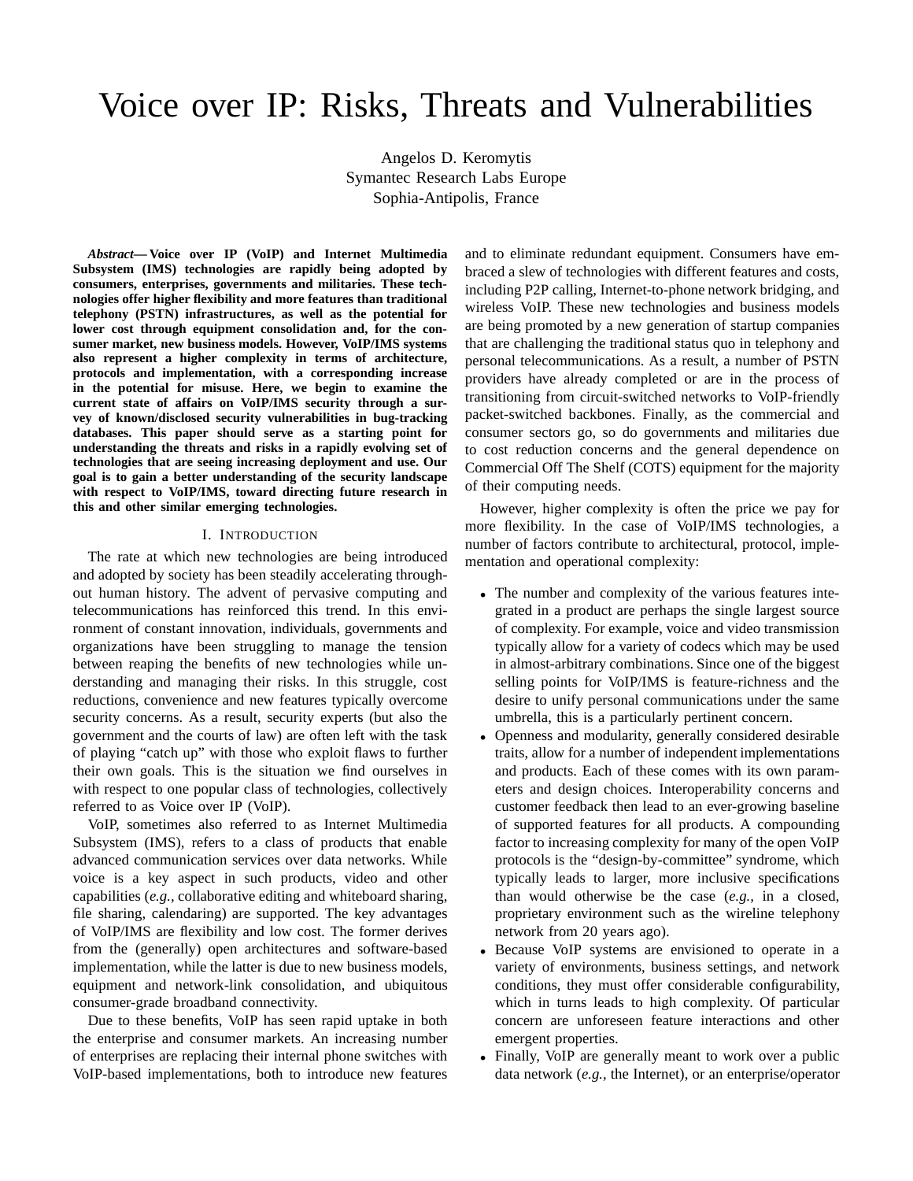# Voice over IP: Risks, Threats and Vulnerabilities

Angelos D. Keromytis
Symantec Research Labs Europe
Sophia-Antipolis, France

***Abstract*— Voice over IP (VoIP) and Internet Multimedia Subsystem (IMS) technologies are rapidly being adopted by consumers, enterprises, governments and militaries. These technologies offer higher flexibility and more features than traditional telephony (PSTN) infrastructures, as well as the potential for lower cost through equipment consolidation and, for the consumer market, new business models. However, VoIP/IMS systems also represent a higher complexity in terms of architecture, protocols and implementation, with a corresponding increase in the potential for misuse. Here, we begin to examine the current state of affairs on VoIP/IMS security through a survey of known/disclosed security vulnerabilities in bug-tracking databases. This paper should serve as a starting point for understanding the threats and risks in a rapidly evolving set of technologies that are seeing increasing deployment and use. Our goal is to gain a better understanding of the security landscape with respect to VoIP/IMS, toward directing future research in this and other similar emerging technologies.**

## I. Introduction

The rate at which new technologies are being introduced and adopted by society has been steadily accelerating throughout human history. The advent of pervasive computing and telecommunications has reinforced this trend. In this environment of constant innovation, individuals, governments and organizations have been struggling to manage the tension between reaping the benefits of new technologies while understanding and managing their risks. In this struggle, cost reductions, convenience and new features typically overcome security concerns. As a result, security experts (but also the government and the courts of law) are often left with the task of playing "catch up" with those who exploit flaws to further their own goals. This is the situation we find ourselves in with respect to one popular class of technologies, collectively referred to as Voice over IP (VoIP).

VoIP, sometimes also referred to as Internet Multimedia Subsystem (IMS), refers to a class of products that enable advanced communication services over data networks. While voice is a key aspect in such products, video and other capabilities (*e.g.,* collaborative editing and whiteboard sharing, file sharing, calendaring) are supported. The key advantages of VoIP/IMS are flexibility and low cost. The former derives from the (generally) open architectures and software-based implementation, while the latter is due to new business models, equipment and network-link consolidation, and ubiquitous consumer-grade broadband connectivity.

Due to these benefits, VoIP has seen rapid uptake in both the enterprise and consumer markets. An increasing number of enterprises are replacing their internal phone switches with VoIP-based implementations, both to introduce new features and to eliminate redundant equipment. Consumers have embraced a slew of technologies with different features and costs, including P2P calling, Internet-to-phone network bridging, and wireless VoIP. These new technologies and business models are being promoted by a new generation of startup companies that are challenging the traditional status quo in telephony and personal telecommunications. As a result, a number of PSTN providers have already completed or are in the process of transitioning from circuit-switched networks to VoIP-friendly packet-switched backbones. Finally, as the commercial and consumer sectors go, so do governments and militaries due to cost reduction concerns and the general dependence on Commercial Off The Shelf (COTS) equipment for the majority of their computing needs.

However, higher complexity is often the price we pay for more flexibility. In the case of VoIP/IMS technologies, a number of factors contribute to architectural, protocol, implementation and operational complexity:

- The number and complexity of the various features integrated in a product are perhaps the single largest source of complexity. For example, voice and video transmission typically allow for a variety of codecs which may be used in almost-arbitrary combinations. Since one of the biggest selling points for VoIP/IMS is feature-richness and the desire to unify personal communications under the same umbrella, this is a particularly pertinent concern.
- Openness and modularity, generally considered desirable traits, allow for a number of independent implementations and products. Each of these comes with its own parameters and design choices. Interoperability concerns and customer feedback then lead to an ever-growing baseline of supported features for all products. A compounding factor to increasing complexity for many of the open VoIP protocols is the "design-by-committee" syndrome, which typically leads to larger, more inclusive specifications than would otherwise be the case (*e.g.,* in a closed, proprietary environment such as the wireline telephony network from 20 years ago).
- Because VoIP systems are envisioned to operate in a variety of environments, business settings, and network conditions, they must offer considerable configurability, which in turns leads to high complexity. Of particular concern are unforeseen feature interactions and other emergent properties.
- Finally, VoIP are generally meant to work over a public data network (*e.g.,* the Internet), or an enterprise/operator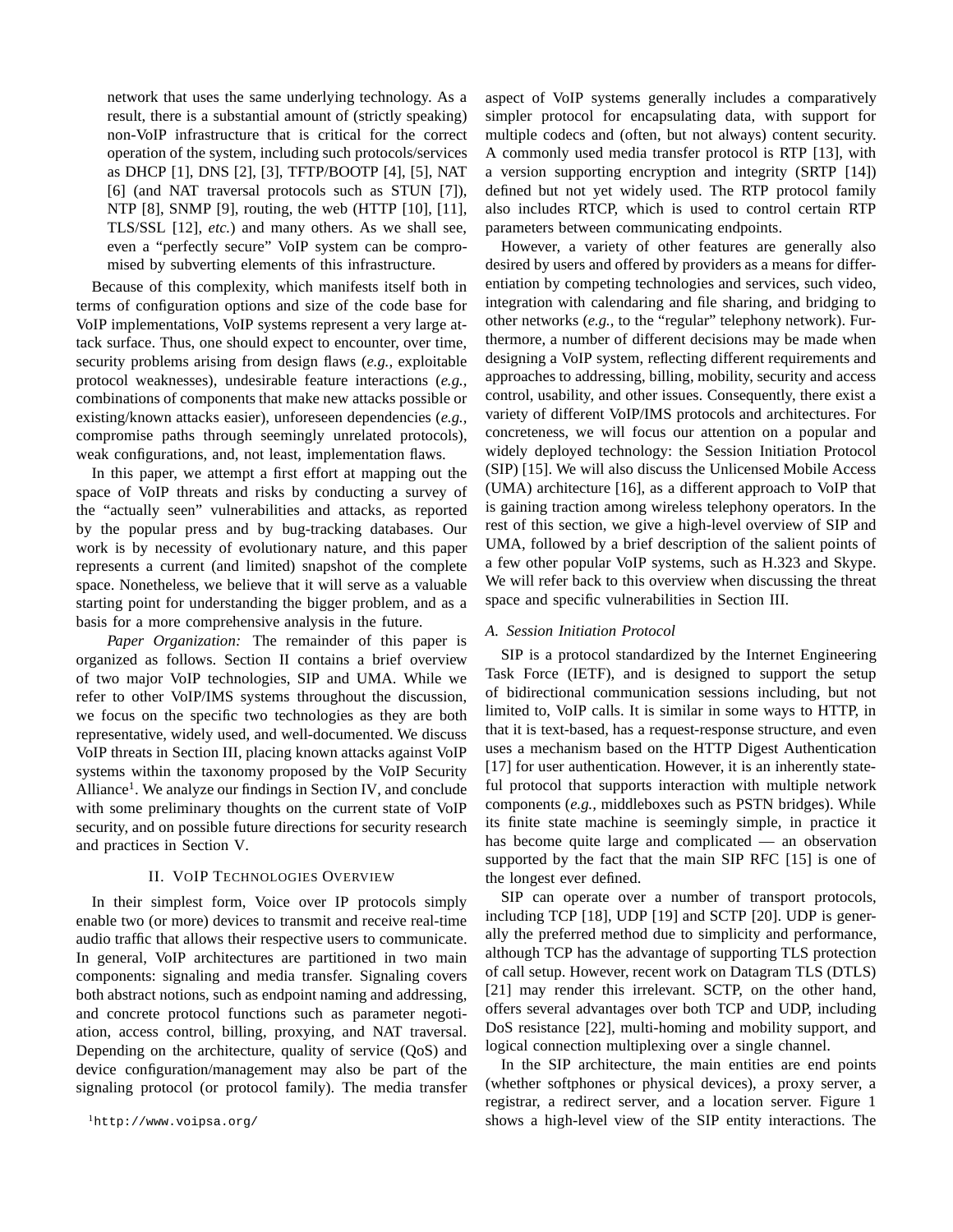network that uses the same underlying technology. As a result, there is a substantial amount of (strictly speaking) non-VoIP infrastructure that is critical for the correct operation of the system, including such protocols/services as DHCP [1], DNS [2], [3], TFTP/BOOTP [4], [5], NAT [6] (and NAT traversal protocols such as STUN [7]), NTP [8], SNMP [9], routing, the web (HTTP [10], [11], TLS/SSL [12], *etc.*) and many others. As we shall see, even a "perfectly secure" VoIP system can be compromised by subverting elements of this infrastructure.

Because of this complexity, which manifests itself both in terms of configuration options and size of the code base for VoIP implementations, VoIP systems represent a very large attack surface. Thus, one should expect to encounter, over time, security problems arising from design flaws (*e.g.,* exploitable protocol weaknesses), undesirable feature interactions (*e.g.,* combinations of components that make new attacks possible or existing/known attacks easier), unforeseen dependencies (*e.g.,* compromise paths through seemingly unrelated protocols), weak configurations, and, not least, implementation flaws.

In this paper, we attempt a first effort at mapping out the space of VoIP threats and risks by conducting a survey of the "actually seen" vulnerabilities and attacks, as reported by the popular press and by bug-tracking databases. Our work is by necessity of evolutionary nature, and this paper represents a current (and limited) snapshot of the complete space. Nonetheless, we believe that it will serve as a valuable starting point for understanding the bigger problem, and as a basis for a more comprehensive analysis in the future.

*Paper Organization:* The remainder of this paper is organized as follows. Section II contains a brief overview of two major VoIP technologies, SIP and UMA. While we refer to other VoIP/IMS systems throughout the discussion, we focus on the specific two technologies as they are both representative, widely used, and well-documented. We discuss VoIP threats in Section III, placing known attacks against VoIP systems within the taxonomy proposed by the VoIP Security Alliance[1]. We analyze our findings in Section IV, and conclude with some preliminary thoughts on the current state of VoIP security, and on possible future directions for security research and practices in Section V.

## II. VoIP Technologies Overview

In their simplest form, Voice over IP protocols simply enable two (or more) devices to transmit and receive real-time audio traffic that allows their respective users to communicate. In general, VoIP architectures are partitioned in two main components: signaling and media transfer. Signaling covers both abstract notions, such as endpoint naming and addressing, and concrete protocol functions such as parameter negotiation, access control, billing, proxying, and NAT traversal. Depending on the architecture, quality of service (QoS) and device configuration/management may also be part of the signaling protocol (or protocol family). The media transfer aspect of VoIP systems generally includes a comparatively simpler protocol for encapsulating data, with support for multiple codecs and (often, but not always) content security. A commonly used media transfer protocol is RTP [13], with a version supporting encryption and integrity (SRTP [14]) defined but not yet widely used. The RTP protocol family also includes RTCP, which is used to control certain RTP parameters between communicating endpoints.

However, a variety of other features are generally also desired by users and offered by providers as a means for differentiation by competing technologies and services, such video, integration with calendaring and file sharing, and bridging to other networks (*e.g.,* to the "regular" telephony network). Furthermore, a number of different decisions may be made when designing a VoIP system, reflecting different requirements and approaches to addressing, billing, mobility, security and access control, usability, and other issues. Consequently, there exist a variety of different VoIP/IMS protocols and architectures. For concreteness, we will focus our attention on a popular and widely deployed technology: the Session Initiation Protocol (SIP) [15]. We will also discuss the Unlicensed Mobile Access (UMA) architecture [16], as a different approach to VoIP that is gaining traction among wireless telephony operators. In the rest of this section, we give a high-level overview of SIP and UMA, followed by a brief description of the salient points of a few other popular VoIP systems, such as H.323 and Skype. We will refer back to this overview when discussing the threat space and specific vulnerabilities in Section III.

### A. Session Initiation Protocol

SIP is a protocol standardized by the Internet Engineering Task Force (IETF), and is designed to support the setup of bidirectional communication sessions including, but not limited to, VoIP calls. It is similar in some ways to HTTP, in that it is text-based, has a request-response structure, and even uses a mechanism based on the HTTP Digest Authentication [17] for user authentication. However, it is an inherently stateful protocol that supports interaction with multiple network components (*e.g.,* middleboxes such as PSTN bridges). While its finite state machine is seemingly simple, in practice it has become quite large and complicated — an observation supported by the fact that the main SIP RFC [15] is one of the longest ever defined.

SIP can operate over a number of transport protocols, including TCP [18], UDP [19] and SCTP [20]. UDP is generally the preferred method due to simplicity and performance, although TCP has the advantage of supporting TLS protection of call setup. However, recent work on Datagram TLS (DTLS) [21] may render this irrelevant. SCTP, on the other hand, offers several advantages over both TCP and UDP, including DoS resistance [22], multi-homing and mobility support, and logical connection multiplexing over a single channel.

In the SIP architecture, the main entities are end points (whether softphones or physical devices), a proxy server, a registrar, a redirect server, and a location server. Figure 1 shows a high-level view of the SIP entity interactions. The

[1] http://www.voipsa.org/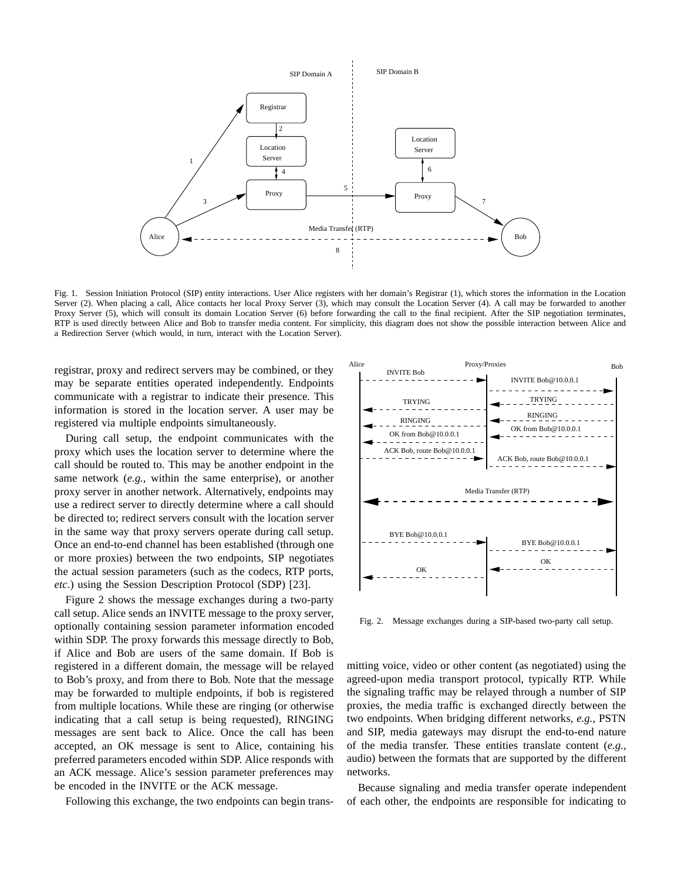SIP Domain A

SIP Domain B

Registrar

Location Server

Proxy

Location Server

Proxy

Alice

Bob

Media Transfer (RTP)

1

2

3

4

5

6

7

8

Fig. 1. Session Initiation Protocol (SIP) entity interactions. User Alice registers with her domain's Registrar (1), which stores the information in the Location Server (2). When placing a call, Alice contacts her local Proxy Server (3), which may consult the Location Server (4). A call may be forwarded to another Proxy Server (5), which will consult its domain Location Server (6) before forwarding the call to the final recipient. After the SIP negotiation terminates, RTP is used directly between Alice and Bob to transfer media content. For simplicity, this diagram does not show the possible interaction between Alice and a Redirection Server (which would, in turn, interact with the Location Server).

registrar, proxy and redirect servers may be combined, or they may be separate entities operated independently. Endpoints communicate with a registrar to indicate their presence. This information is stored in the location server. A user may be registered via multiple endpoints simultaneously.

During call setup, the endpoint communicates with the proxy which uses the location server to determine where the call should be routed to. This may be another endpoint in the same network (*e.g.,* within the same enterprise), or another proxy server in another network. Alternatively, endpoints may use a redirect server to directly determine where a call should be directed to; redirect servers consult with the location server in the same way that proxy servers operate during call setup. Once an end-to-end channel has been established (through one or more proxies) between the two endpoints, SIP negotiates the actual session parameters (such as the codecs, RTP ports, *etc.*) using the Session Description Protocol (SDP) [23].

Figure 2 shows the message exchanges during a two-party call setup. Alice sends an INVITE message to the proxy server, optionally containing session parameter information encoded within SDP. The proxy forwards this message directly to Bob, if Alice and Bob are users of the same domain. If Bob is registered in a different domain, the message will be relayed to Bob's proxy, and from there to Bob. Note that the message may be forwarded to multiple endpoints, if bob is registered from multiple locations. While these are ringing (or otherwise indicating that a call setup is being requested), RINGING messages are sent back to Alice. Once the call has been accepted, an OK message is sent to Alice, containing his preferred parameters encoded within SDP. Alice responds with an ACK message. Alice's session parameter preferences may be encoded in the INVITE or the ACK message.

Following this exchange, the two endpoints can begin transmitting voice, video or other content (as negotiated) using the agreed-upon media transport protocol, typically RTP. While the signaling traffic may be relayed through a number of SIP proxies, the media traffic is exchanged directly between the two endpoints. When bridging different networks, *e.g.,* PSTN and SIP, media gateways may disrupt the end-to-end nature of the media transfer. These entities translate content (*e.g.,* audio) between the formats that are supported by the different networks.

Alice

Proxy/Proxies

Bob

INVITE Bob

INVITE Bob@10.0.0.1

TRYING

TRYING

RINGING

RINGING

OK from Bob@10.0.0.1

OK from Bob@10.0.0.1

ACK Bob, route Bob@10.0.0.1

ACK Bob, route Bob@10.0.0.1

Media Transfer (RTP)

BYE Bob@10.0.0.1

BYE Bob@10.0.0.1

OK

OK

Fig. 2. Message exchanges during a SIP-based two-party call setup.

Because signaling and media transfer operate independent of each other, the endpoints are responsible for indicating to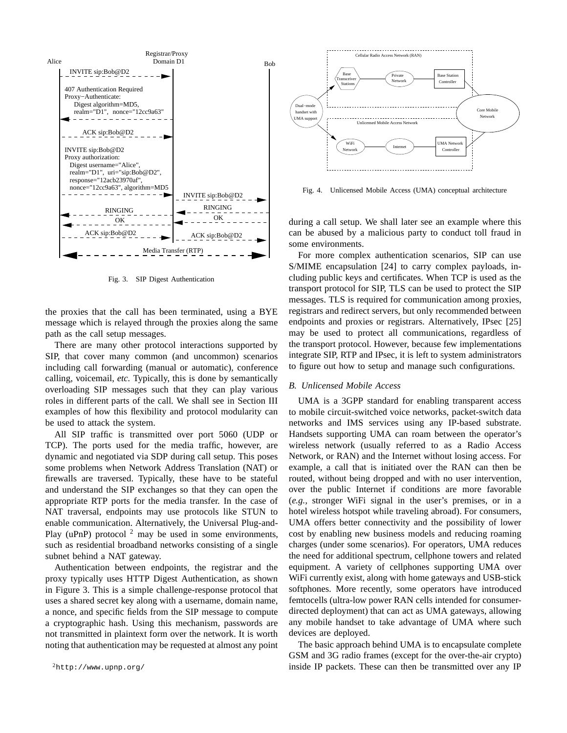Registrar/Proxy Domain D1

Alice

Bob

INVITE sip:Bob@D2

407 Authentication Required
Proxy−Authenticate:
Digest algorithm=MD5,
realm="D1", nonce="12cc9a63"

ACK sip:Bob@D2

INVITE sip:Bob@D2
Proxy authorization:
Digest username="Alice",
realm="D1", uri="sip:Bob@D2",
response="12acb23970af",
nonce="12cc9a63", algorithm=MD5

INVITE sip:Bob@D2

RINGING

RINGING

OK

OK

ACK sip:Bob@D2

ACK sip:Bob@D2

Media Transfer (RTP)

Fig. 3. SIP Digest Authentication

the proxies that the call has been terminated, using a BYE message which is relayed through the proxies along the same path as the call setup messages.

There are many other protocol interactions supported by SIP, that cover many common (and uncommon) scenarios including call forwarding (manual or automatic), conference calling, voicemail, *etc*. Typically, this is done by semantically overloading SIP messages such that they can play various roles in different parts of the call. We shall see in Section III examples of how this flexibility and protocol modularity can be used to attack the system.

All SIP traffic is transmitted over port 5060 (UDP or TCP). The ports used for the media traffic, however, are dynamic and negotiated via SDP during call setup. This poses some problems when Network Address Translation (NAT) or firewalls are traversed. Typically, these have to be stateful and understand the SIP exchanges so that they can open the appropriate RTP ports for the media transfer. In the case of NAT traversal, endpoints may use protocols like STUN to enable communication. Alternatively, the Universal Plug-and-Play (uPnP) protocol [2] may be used in some environments, such as residential broadband networks consisting of a single subnet behind a NAT gateway.

Authentication between endpoints, the registrar and the proxy typically uses HTTP Digest Authentication, as shown in Figure 3. This is a simple challenge-response protocol that uses a shared secret key along with a username, domain name, a nonce, and specific fields from the SIP message to compute a cryptographic hash. Using this mechanism, passwords are not transmitted in plaintext form over the network. It is worth noting that authentication may be requested at almost any point during a call setup. We shall later see an example where this can be abused by a malicious party to conduct toll fraud in some environments.

[2] http://www.upnp.org/

Cellular Radio Access Network (RAN)

Base Transceiver Stations

Private Network

Base Station Controller

Dual−mode handset with UMA support

Core Mobile Network

Unlicensed Mobile Access Network

WiFi Network

Internet

UMA Network Controller

Fig. 4. Unlicensed Mobile Access (UMA) conceptual architecture

For more complex authentication scenarios, SIP can use S/MIME encapsulation [24] to carry complex payloads, including public keys and certificates. When TCP is used as the transport protocol for SIP, TLS can be used to protect the SIP messages. TLS is required for communication among proxies, registrars and redirect servers, but only recommended between endpoints and proxies or registrars. Alternatively, IPsec [25] may be used to protect all communications, regardless of the transport protocol. However, because few implementations integrate SIP, RTP and IPsec, it is left to system administrators to figure out how to setup and manage such configurations.

### *B. Unlicensed Mobile Access*

UMA is a 3GPP standard for enabling transparent access to mobile circuit-switched voice networks, packet-switch data networks and IMS services using any IP-based substrate. Handsets supporting UMA can roam between the operator's wireless network (usually referred to as a Radio Access Network, or RAN) and the Internet without losing access. For example, a call that is initiated over the RAN can then be routed, without being dropped and with no user intervention, over the public Internet if conditions are more favorable (*e.g.,* stronger WiFi signal in the user's premises, or in a hotel wireless hotspot while traveling abroad). For consumers, UMA offers better connectivity and the possibility of lower cost by enabling new business models and reducing roaming charges (under some scenarios). For operators, UMA reduces the need for additional spectrum, cellphone towers and related equipment. A variety of cellphones supporting UMA over WiFi currently exist, along with home gateways and USB-stick softphones. More recently, some operators have introduced femtocells (ultra-low power RAN cells intended for consumer-directed deployment) that can act as UMA gateways, allowing any mobile handset to take advantage of UMA where such devices are deployed.

The basic approach behind UMA is to encapsulate complete GSM and 3G radio frames (except for the over-the-air crypto) inside IP packets. These can then be transmitted over any IP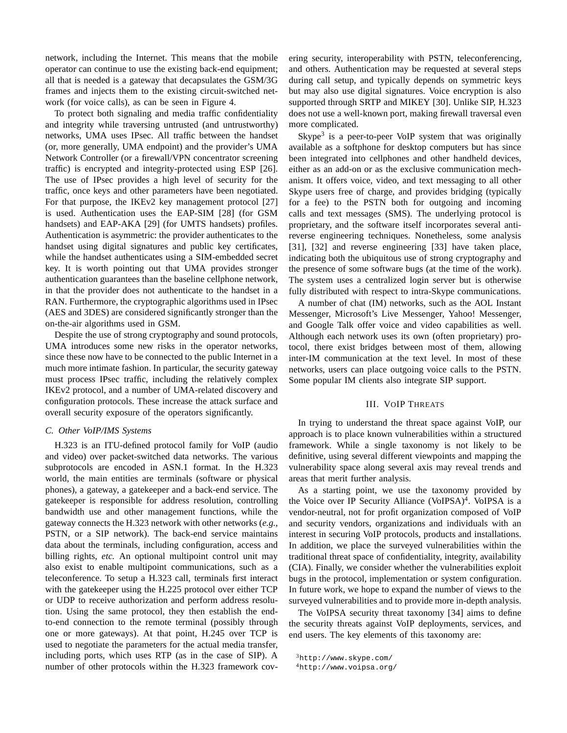network, including the Internet. This means that the mobile operator can continue to use the existing back-end equipment; all that is needed is a gateway that decapsulates the GSM/3G frames and injects them to the existing circuit-switched network (for voice calls), as can be seen in Figure 4.

To protect both signaling and media traffic confidentiality and integrity while traversing untrusted (and untrustworthy) networks, UMA uses IPsec. All traffic between the handset (or, more generally, UMA endpoint) and the provider's UMA Network Controller (or a firewall/VPN concentrator screening traffic) is encrypted and integrity-protected using ESP [26]. The use of IPsec provides a high level of security for the traffic, once keys and other parameters have been negotiated. For that purpose, the IKEv2 key management protocol [27] is used. Authentication uses the EAP-SIM [28] (for GSM handsets) and EAP-AKA [29] (for UMTS handsets) profiles. Authentication is asymmetric: the provider authenticates to the handset using digital signatures and public key certificates, while the handset authenticates using a SIM-embedded secret key. It is worth pointing out that UMA provides stronger authentication guarantees than the baseline cellphone network, in that the provider does not authenticate to the handset in a RAN. Furthermore, the cryptographic algorithms used in IPsec (AES and 3DES) are considered significantly stronger than the on-the-air algorithms used in GSM.

Despite the use of strong cryptography and sound protocols, UMA introduces some new risks in the operator networks, since these now have to be connected to the public Internet in a much more intimate fashion. In particular, the security gateway must process IPsec traffic, including the relatively complex IKEv2 protocol, and a number of UMA-related discovery and configuration protocols. These increase the attack surface and overall security exposure of the operators significantly.

### C. Other VoIP/IMS Systems

H.323 is an ITU-defined protocol family for VoIP (audio and video) over packet-switched data networks. The various subprotocols are encoded in ASN.1 format. In the H.323 world, the main entities are terminals (software or physical phones), a gateway, a gatekeeper and a back-end service. The gatekeeper is responsible for address resolution, controlling bandwidth use and other management functions, while the gateway connects the H.323 network with other networks (*e.g.,* PSTN, or a SIP network). The back-end service maintains data about the terminals, including configuration, access and billing rights, *etc.* An optional multipoint control unit may also exist to enable multipoint communications, such as a teleconference. To setup a H.323 call, terminals first interact with the gatekeeper using the H.225 protocol over either TCP or UDP to receive authorization and perform address resolution. Using the same protocol, they then establish the end-to-end connection to the remote terminal (possibly through one or more gateways). At that point, H.245 over TCP is used to negotiate the parameters for the actual media transfer, including ports, which uses RTP (as in the case of SIP). A number of other protocols within the H.323 framework covering security, interoperability with PSTN, teleconferencing, and others. Authentication may be requested at several steps during call setup, and typically depends on symmetric keys but may also use digital signatures. Voice encryption is also supported through SRTP and MIKEY [30]. Unlike SIP, H.323 does not use a well-known port, making firewall traversal even more complicated.

Skype[3] is a peer-to-peer VoIP system that was originally available as a softphone for desktop computers but has since been integrated into cellphones and other handheld devices, either as an add-on or as the exclusive communication mechanism. It offers voice, video, and text messaging to all other Skype users free of charge, and provides bridging (typically for a fee) to the PSTN both for outgoing and incoming calls and text messages (SMS). The underlying protocol is proprietary, and the software itself incorporates several anti-reverse engineering techniques. Nonetheless, some analysis [31], [32] and reverse engineering [33] have taken place, indicating both the ubiquitous use of strong cryptography and the presence of some software bugs (at the time of the work). The system uses a centralized login server but is otherwise fully distributed with respect to intra-Skype communications.

A number of chat (IM) networks, such as the AOL Instant Messenger, Microsoft's Live Messenger, Yahoo! Messenger, and Google Talk offer voice and video capabilities as well. Although each network uses its own (often proprietary) protocol, there exist bridges between most of them, allowing inter-IM communication at the text level. In most of these networks, users can place outgoing voice calls to the PSTN. Some popular IM clients also integrate SIP support.

## III. VoIP Threats

In trying to understand the threat space against VoIP, our approach is to place known vulnerabilities within a structured framework. While a single taxonomy is not likely to be definitive, using several different viewpoints and mapping the vulnerability space along several axis may reveal trends and areas that merit further analysis.

As a starting point, we use the taxonomy provided by the Voice over IP Security Alliance (VoIPSA)[4]. VoIPSA is a vendor-neutral, not for profit organization composed of VoIP and security vendors, organizations and individuals with an interest in securing VoIP protocols, products and installations. In addition, we place the surveyed vulnerabilities within the traditional threat space of confidentiality, integrity, availability (CIA). Finally, we consider whether the vulnerabilities exploit bugs in the protocol, implementation or system configuration. In future work, we hope to expand the number of views to the surveyed vulnerabilities and to provide more in-depth analysis.

The VoIPSA security threat taxonomy [34] aims to define the security threats against VoIP deployments, services, and end users. The key elements of this taxonomy are:

[3] http://www.skype.com/

[4] http://www.voipsa.org/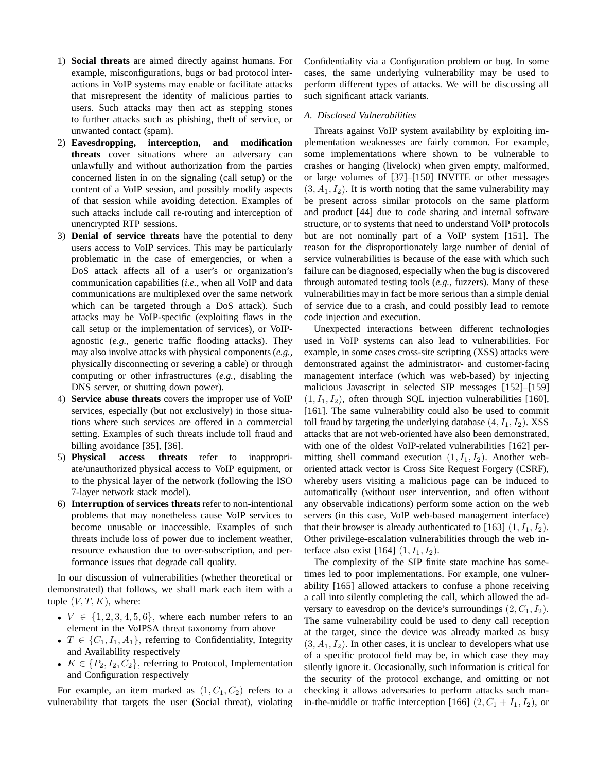1) **Social threats** are aimed directly against humans. For example, misconfigurations, bugs or bad protocol interactions in VoIP systems may enable or facilitate attacks that misrepresent the identity of malicious parties to users. Such attacks may then act as stepping stones to further attacks such as phishing, theft of service, or unwanted contact (spam).
2) **Eavesdropping, interception, and modification threats** cover situations where an adversary can unlawfully and without authorization from the parties concerned listen in on the signaling (call setup) or the content of a VoIP session, and possibly modify aspects of that session while avoiding detection. Examples of such attacks include call re-routing and interception of unencrypted RTP sessions.
3) **Denial of service threats** have the potential to deny users access to VoIP services. This may be particularly problematic in the case of emergencies, or when a DoS attack affects all of a user's or organization's communication capabilities (*i.e.,* when all VoIP and data communications are multiplexed over the same network which can be targeted through a DoS attack). Such attacks may be VoIP-specific (exploiting flaws in the call setup or the implementation of services), or VoIP-agnostic (*e.g.,* generic traffic flooding attacks). They may also involve attacks with physical components (*e.g.,* physically disconnecting or severing a cable) or through computing or other infrastructures (*e.g.,* disabling the DNS server, or shutting down power).
4) **Service abuse threats** covers the improper use of VoIP services, especially (but not exclusively) in those situations where such services are offered in a commercial setting. Examples of such threats include toll fraud and billing avoidance [35], [36].
5) **Physical access threats** refer to inappropriate/unauthorized physical access to VoIP equipment, or to the physical layer of the network (following the ISO 7-layer network stack model).
6) **Interruption of services threats** refer to non-intentional problems that may nonetheless cause VoIP services to become unusable or inaccessible. Examples of such threats include loss of power due to inclement weather, resource exhaustion due to over-subscription, and performance issues that degrade call quality.

In our discussion of vulnerabilities (whether theoretical or demonstrated) that follows, we shall mark each item with a tuple $(V, T, K)$, where:

- $V \in \{1, 2, 3, 4, 5, 6\}$, where each number refers to an element in the VoIPSA threat taxonomy from above
- $T \in \{C_1, I_1, A_1\}$, referring to Confidentiality, Integrity and Availability respectively
- $K \in \{P_2, I_2, C_2\}$, referring to Protocol, Implementation and Configuration respectively

For example, an item marked as $(1, C_1, C_2)$ refers to a vulnerability that targets the user (Social threat), violating Confidentiality via a Configuration problem or bug. In some cases, the same underlying vulnerability may be used to perform different types of attacks. We will be discussing all such significant attack variants.

### *A. Disclosed Vulnerabilities*

Threats against VoIP system availability by exploiting implementation weaknesses are fairly common. For example, some implementations where shown to be vulnerable to crashes or hanging (livelock) when given empty, malformed, or large volumes of [37]–[150] INVITE or other messages $(3, A_1, I_2)$. It is worth noting that the same vulnerability may be present across similar protocols on the same platform and product [44] due to code sharing and internal software structure, or to systems that need to understand VoIP protocols but are not nominally part of a VoIP system [151]. The reason for the disproportionately large number of denial of service vulnerabilities is because of the ease with which such failure can be diagnosed, especially when the bug is discovered through automated testing tools (*e.g.,* fuzzers). Many of these vulnerabilities may in fact be more serious than a simple denial of service due to a crash, and could possibly lead to remote code injection and execution.

Unexpected interactions between different technologies used in VoIP systems can also lead to vulnerabilities. For example, in some cases cross-site scripting (XSS) attacks were demonstrated against the administrator- and customer-facing management interface (which was web-based) by injecting malicious Javascript in selected SIP messages [152]–[159] $(1, I_1, I_2)$, often through SQL injection vulnerabilities [160], [161]. The same vulnerability could also be used to commit toll fraud by targeting the underlying database $(4, I_1, I_2)$. XSS attacks that are not web-oriented have also been demonstrated, with one of the oldest VoIP-related vulnerabilities [162] permitting shell command execution $(1, I_1, I_2)$. Another web-oriented attack vector is Cross Site Request Forgery (CSRF), whereby users visiting a malicious page can be induced to automatically (without user intervention, and often without any observable indications) perform some action on the web servers (in this case, VoIP web-based management interface) that their browser is already authenticated to [163] $(1, I_1, I_2)$. Other privilege-escalation vulnerabilities through the web interface also exist [164] $(1, I_1, I_2)$.

The complexity of the SIP finite state machine has sometimes led to poor implementations. For example, one vulnerability [165] allowed attackers to confuse a phone receiving a call into silently completing the call, which allowed the adversary to eavesdrop on the device's surroundings $(2, C_1, I_2)$. The same vulnerability could be used to deny call reception at the target, since the device was already marked as busy $(3, A_1, I_2)$. In other cases, it is unclear to developers what use of a specific protocol field may be, in which case they may silently ignore it. Occasionally, such information is critical for the security of the protocol exchange, and omitting or not checking it allows adversaries to perform attacks such man-in-the-middle or traffic interception [166] $(2, C_1 + I_1, I_2)$, or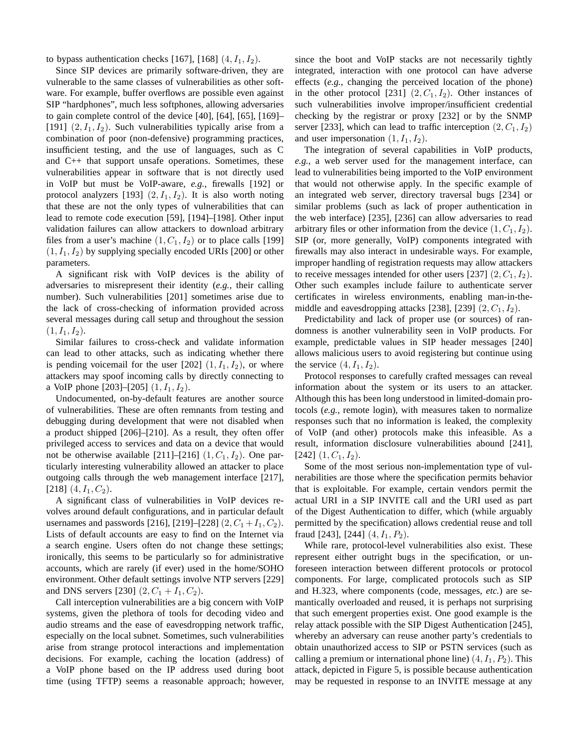to bypass authentication checks [167], [168] $(4, I_1, I_2)$.

Since SIP devices are primarily software-driven, they are vulnerable to the same classes of vulnerabilities as other software. For example, buffer overflows are possible even against SIP "hardphones", much less softphones, allowing adversaries to gain complete control of the device [40], [64], [65], [169]–[191] $(2, I_1, I_2)$. Such vulnerabilities typically arise from a combination of poor (non-defensive) programming practices, insufficient testing, and the use of languages, such as C and C++ that support unsafe operations. Sometimes, these vulnerabilities appear in software that is not directly used in VoIP but must be VoIP-aware, *e.g.,* firewalls [192] or protocol analyzers [193] $(2, I_1, I_2)$. It is also worth noting that these are not the only types of vulnerabilities that can lead to remote code execution [59], [194]–[198]. Other input validation failures can allow attackers to download arbitrary files from a user's machine $(1, C_1, I_2)$ or to place calls [199] $(1, I_1, I_2)$ by supplying specially encoded URIs [200] or other parameters.

A significant risk with VoIP devices is the ability of adversaries to misrepresent their identity (*e.g.,* their calling number). Such vulnerabilities [201] sometimes arise due to the lack of cross-checking of information provided across several messages during call setup and throughout the session $(1, I_1, I_2)$.

Similar failures to cross-check and validate information can lead to other attacks, such as indicating whether there is pending voicemail for the user [202] $(1, I_1, I_2)$, or where attackers may spoof incoming calls by directly connecting to a VoIP phone [203]–[205] $(1, I_1, I_2)$.

Undocumented, on-by-default features are another source of vulnerabilities. These are often remnants from testing and debugging during development that were not disabled when a product shipped [206]–[210]. As a result, they often offer privileged access to services and data on a device that would not be otherwise available [211]–[216] $(1, C_1, I_2)$. One particularly interesting vulnerability allowed an attacker to place outgoing calls through the web management interface [217], [218] $(4, I_1, C_2)$.

A significant class of vulnerabilities in VoIP devices revolves around default configurations, and in particular default usernames and passwords [216], [219]–[228] $(2, C_1 + I_1, C_2)$. Lists of default accounts are easy to find on the Internet via a search engine. Users often do not change these settings; ironically, this seems to be particularly so for administrative accounts, which are rarely (if ever) used in the home/SOHO environment. Other default settings involve NTP servers [229] and DNS servers [230] $(2, C_1 + I_1, C_2)$.

Call interception vulnerabilities are a big concern with VoIP systems, given the plethora of tools for decoding video and audio streams and the ease of eavesdropping network traffic, especially on the local subnet. Sometimes, such vulnerabilities arise from strange protocol interactions and implementation decisions. For example, caching the location (address) of a VoIP phone based on the IP address used during boot time (using TFTP) seems a reasonable approach; however, since the boot and VoIP stacks are not necessarily tightly integrated, interaction with one protocol can have adverse effects (*e.g.,* changing the perceived location of the phone) in the other protocol [231] $(2, C_1, I_2)$. Other instances of such vulnerabilities involve improper/insufficient credential checking by the registrar or proxy [232] or by the SNMP server [233], which can lead to traffic interception $(2, C_1, I_2)$ and user impersonation $(1, I_1, I_2)$.

The integration of several capabilities in VoIP products, *e.g.,* a web server used for the management interface, can lead to vulnerabilities being imported to the VoIP environment that would not otherwise apply. In the specific example of an integrated web server, directory traversal bugs [234] or similar problems (such as lack of proper authentication in the web interface) [235], [236] can allow adversaries to read arbitrary files or other information from the device $(1, C_1, I_2)$. SIP (or, more generally, VoIP) components integrated with firewalls may also interact in undesirable ways. For example, improper handling of registration requests may allow attackers to receive messages intended for other users [237] $(2, C_1, I_2)$. Other such examples include failure to authenticate server certificates in wireless environments, enabling man-in-the-middle and eavesdropping attacks [238], [239] $(2, C_1, I_2)$.

Predictability and lack of proper use (or sources) of randomness is another vulnerability seen in VoIP products. For example, predictable values in SIP header messages [240] allows malicious users to avoid registering but continue using the service $(4, I_1, I_2)$.

Protocol responses to carefully crafted messages can reveal information about the system or its users to an attacker. Although this has been long understood in limited-domain protocols (*e.g.,* remote login), with measures taken to normalize responses such that no information is leaked, the complexity of VoIP (and other) protocols make this infeasible. As a result, information disclosure vulnerabilities abound [241], [242] $(1, C_1, I_2)$.

Some of the most serious non-implementation type of vulnerabilities are those where the specification permits behavior that is exploitable. For example, certain vendors permit the actual URI in a SIP INVITE call and the URI used as part of the Digest Authentication to differ, which (while arguably permitted by the specification) allows credential reuse and toll fraud [243], [244] $(4, I_1, P_2)$.

While rare, protocol-level vulnerabilities also exist. These represent either outright bugs in the specification, or unforeseen interaction between different protocols or protocol components. For large, complicated protocols such as SIP and H.323, where components (code, messages, *etc.*) are semantically overloaded and reused, it is perhaps not surprising that such emergent properties exist. One good example is the relay attack possible with the SIP Digest Authentication [245], whereby an adversary can reuse another party's credentials to obtain unauthorized access to SIP or PSTN services (such as calling a premium or international phone line) $(4, I_1, P_2)$. This attack, depicted in Figure 5, is possible because authentication may be requested in response to an INVITE message at any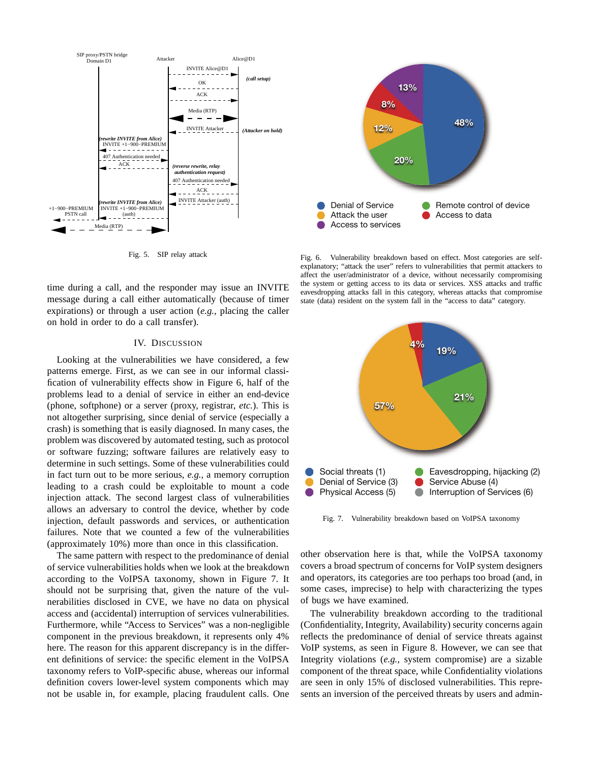SIP proxy/PSTN bridge
Domain D1

Attacker

Alice@D1

INVITE Alice@D1

OK

ACK

*(call setup)*

Media (RTP)

INVITE Attacker

*(Attacker on hold)*

*(rewrite INVITE from Alice)*
INVITE +1−900−PREMIUM

407 Authentication needed

ACK

*(reverse rewrite, relay authentication request)*

407 Authentication needed

ACK

INVITE Attacker (auth)

*(rewrite INVITE from Alice)*
INVITE +1−900−PREMIUM (auth)

+1−900−PREMIUM
PSTN call

Media (RTP)

Fig. 5. SIP relay attack

48%
20%
12%
8%
13%

Denial of Service
Attack the user
Access to services
Remote control of device
Access to data

Fig. 6. Vulnerability breakdown based on effect. Most categories are self-explanatory; "attack the user" refers to vulnerabilities that permit attackers to affect the user/administrator of a device, without necessarily compromising the system or getting access to its data or services. XSS attacks and traffic eavesdropping attacks fall in this category, whereas attacks that compromise state (data) resident on the system fall in the "access to data" category.

time during a call, and the responder may issue an INVITE message during a call either automatically (because of timer expirations) or through a user action (*e.g.,* placing the caller on hold in order to do a call transfer).

## IV. Discussion

Looking at the vulnerabilities we have considered, a few patterns emerge. First, as we can see in our informal classification of vulnerability effects show in Figure 6, half of the problems lead to a denial of service in either an end-device (phone, softphone) or a server (proxy, registrar, *etc.*). This is not altogether surprising, since denial of service (especially a crash) is something that is easily diagnosed. In many cases, the problem was discovered by automated testing, such as protocol or software fuzzing; software failures are relatively easy to determine in such settings. Some of these vulnerabilities could in fact turn out to be more serious, *e.g.,* a memory corruption leading to a crash could be exploitable to mount a code injection attack. The second largest class of vulnerabilities allows an adversary to control the device, whether by code injection, default passwords and services, or authentication failures. Note that we counted a few of the vulnerabilities (approximately 10%) more than once in this classification.

The same pattern with respect to the predominance of denial of service vulnerabilities holds when we look at the breakdown according to the VoIPSA taxonomy, shown in Figure 7. It should not be surprising that, given the nature of the vulnerabilities disclosed in CVE, we have no data on physical access and (accidental) interruption of services vulnerabilities. Furthermore, while "Access to Services" was a non-negligible component in the previous breakdown, it represents only 4% here. The reason for this apparent discrepancy is in the different definitions of service: the specific element in the VoIPSA taxonomy refers to VoIP-specific abuse, whereas our informal definition covers lower-level system components which may not be usable in, for example, placing fraudulent calls. One

4%
19%
21%
57%

Social threats (1)
Denial of Service (3)
Physical Access (5)
Eavesdropping, hijacking (2)
Service Abuse (4)
Interruption of Services (6)

Fig. 7. Vulnerability breakdown based on VoIPSA taxonomy

other observation here is that, while the VoIPSA taxonomy covers a broad spectrum of concerns for VoIP system designers and operators, its categories are too perhaps too broad (and, in some cases, imprecise) to help with characterizing the types of bugs we have examined.

The vulnerability breakdown according to the traditional (Confidentiality, Integrity, Availability) security concerns again reflects the predominance of denial of service threats against VoIP systems, as seen in Figure 8. However, we can see that Integrity violations (*e.g.,* system compromise) are a sizable component of the threat space, while Confidentiality violations are seen in only 15% of disclosed vulnerabilities. This represents an inversion of the perceived threats by users and admin-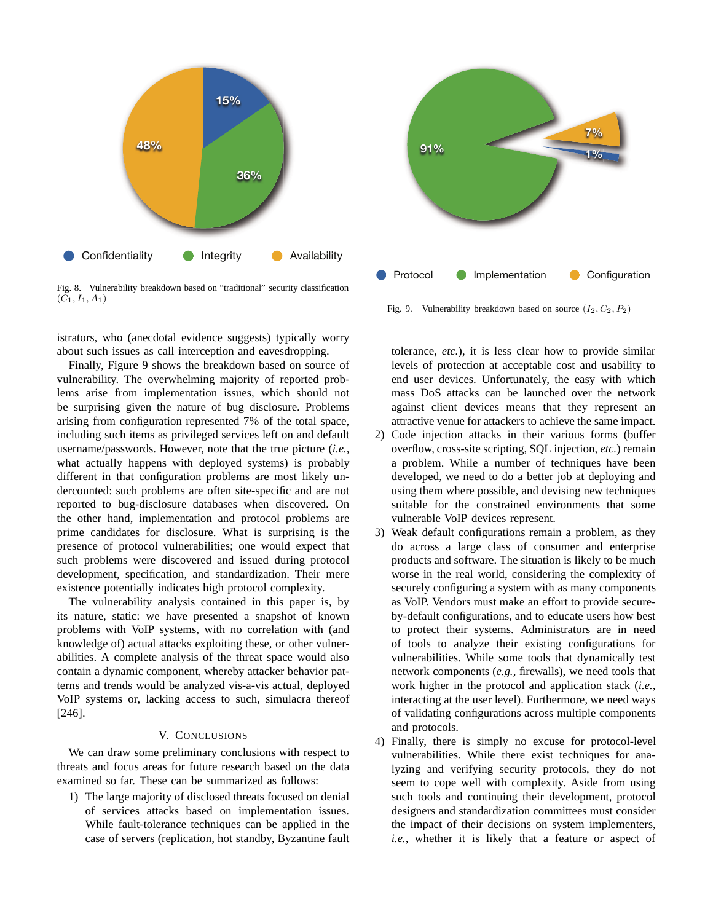15%

36%

48%

Confidentiality   Integrity   Availability

Fig. 8. Vulnerability breakdown based on "traditional" security classification $(C_1, I_1, A_1)$

91%

7%

1%

Protocol   Implementation   Configuration

Fig. 9. Vulnerability breakdown based on source $(I_2, C_2, P_2)$

istrators, who (anecdotal evidence suggests) typically worry about such issues as call interception and eavesdropping.

Finally, Figure 9 shows the breakdown based on source of vulnerability. The overwhelming majority of reported problems arise from implementation issues, which should not be surprising given the nature of bug disclosure. Problems arising from configuration represented 7% of the total space, including such items as privileged services left on and default username/passwords. However, note that the true picture (*i.e.,* what actually happens with deployed systems) is probably different in that configuration problems are most likely undercounted: such problems are often site-specific and are not reported to bug-disclosure databases when discovered. On the other hand, implementation and protocol problems are prime candidates for disclosure. What is surprising is the presence of protocol vulnerabilities; one would expect that such problems were discovered and issued during protocol development, specification, and standardization. Their mere existence potentially indicates high protocol complexity.

The vulnerability analysis contained in this paper is, by its nature, static: we have presented a snapshot of known problems with VoIP systems, with no correlation with (and knowledge of) actual attacks exploiting these, or other vulnerabilities. A complete analysis of the threat space would also contain a dynamic component, whereby attacker behavior patterns and trends would be analyzed vis-a-vis actual, deployed VoIP systems or, lacking access to such, simulacra thereof [246].

## V. Conclusions

We can draw some preliminary conclusions with respect to threats and focus areas for future research based on the data examined so far. These can be summarized as follows:

1) The large majority of disclosed threats focused on denial of services attacks based on implementation issues. While fault-tolerance techniques can be applied in the case of servers (replication, hot standby, Byzantine fault tolerance, *etc.*), it is less clear how to provide similar levels of protection at acceptable cost and usability to end user devices. Unfortunately, the easy with which mass DoS attacks can be launched over the network against client devices means that they represent an attractive venue for attackers to achieve the same impact.
2) Code injection attacks in their various forms (buffer overflow, cross-site scripting, SQL injection, *etc.*) remain a problem. While a number of techniques have been developed, we need to do a better job at deploying and using them where possible, and devising new techniques suitable for the constrained environments that some vulnerable VoIP devices represent.
3) Weak default configurations remain a problem, as they do across a large class of consumer and enterprise products and software. The situation is likely to be much worse in the real world, considering the complexity of securely configuring a system with as many components as VoIP. Vendors must make an effort to provide secure-by-default configurations, and to educate users how best to protect their systems. Administrators are in need of tools to analyze their existing configurations for vulnerabilities. While some tools that dynamically test network components (*e.g.,* firewalls), we need tools that work higher in the protocol and application stack (*i.e.,* interacting at the user level). Furthermore, we need ways of validating configurations across multiple components and protocols.
4) Finally, there is simply no excuse for protocol-level vulnerabilities. While there exist techniques for analyzing and verifying security protocols, they do not seem to cope well with complexity. Aside from using such tools and continuing their development, protocol designers and standardization committees must consider the impact of their decisions on system implementers, *i.e.,* whether it is likely that a feature or aspect of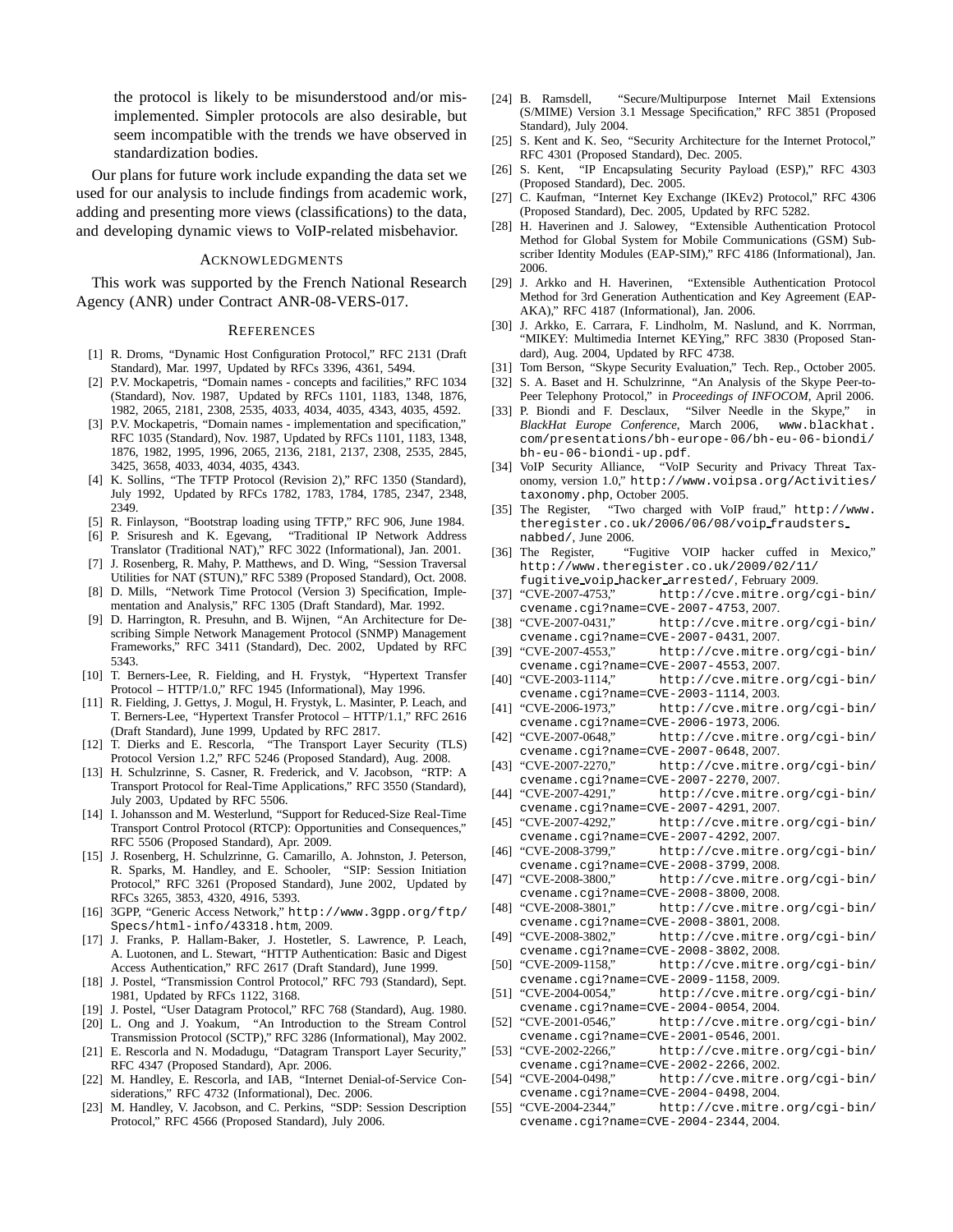the protocol is likely to be misunderstood and/or misimplemented. Simpler protocols are also desirable, but seem incompatible with the trends we have observed in standardization bodies.

Our plans for future work include expanding the data set we used for our analysis to include findings from academic work, adding and presenting more views (classifications) to the data, and developing dynamic views to VoIP-related misbehavior.

## ACKNOWLEDGMENTS

This work was supported by the French National Research Agency (ANR) under Contract ANR-08-VERS-017.

## REFERENCES

[1] R. Droms, "Dynamic Host Configuration Protocol," RFC 2131 (Draft Standard), Mar. 1997, Updated by RFCs 3396, 4361, 5494.

[2] P.V. Mockapetris, "Domain names - concepts and facilities," RFC 1034 (Standard), Nov. 1987, Updated by RFCs 1101, 1183, 1348, 1876, 1982, 2065, 2181, 2308, 2535, 4033, 4034, 4035, 4343, 4035, 4592.

[3] P.V. Mockapetris, "Domain names - implementation and specification," RFC 1035 (Standard), Nov. 1987, Updated by RFCs 1101, 1183, 1348, 1876, 1982, 1995, 1996, 2065, 2136, 2181, 2137, 2308, 2535, 2845, 3425, 3658, 4033, 4034, 4035, 4343.

[4] K. Sollins, "The TFTP Protocol (Revision 2)," RFC 1350 (Standard), July 1992, Updated by RFCs 1782, 1783, 1784, 1785, 2347, 2348, 2349.

[5] R. Finlayson, "Bootstrap loading using TFTP," RFC 906, June 1984.

[6] P. Srisuresh and K. Egevang, "Traditional IP Network Address Translator (Traditional NAT)," RFC 3022 (Informational), Jan. 2001.

[7] J. Rosenberg, R. Mahy, P. Matthews, and D. Wing, "Session Traversal Utilities for NAT (STUN)," RFC 5389 (Proposed Standard), Oct. 2008.

[8] D. Mills, "Network Time Protocol (Version 3) Specification, Implementation and Analysis," RFC 1305 (Draft Standard), Mar. 1992.

[9] D. Harrington, R. Presuhn, and B. Wijnen, "An Architecture for Describing Simple Network Management Protocol (SNMP) Management Frameworks," RFC 3411 (Standard), Dec. 2002, Updated by RFC 5343.

[10] T. Berners-Lee, R. Fielding, and H. Frystyk, "Hypertext Transfer Protocol – HTTP/1.0," RFC 1945 (Informational), May 1996.

[11] R. Fielding, J. Gettys, J. Mogul, H. Frystyk, L. Masinter, P. Leach, and T. Berners-Lee, "Hypertext Transfer Protocol – HTTP/1.1," RFC 2616 (Draft Standard), June 1999, Updated by RFC 2817.

[12] T. Dierks and E. Rescorla, "The Transport Layer Security (TLS) Protocol Version 1.2," RFC 5246 (Proposed Standard), Aug. 2008.

[13] H. Schulzrinne, S. Casner, R. Frederick, and V. Jacobson, "RTP: A Transport Protocol for Real-Time Applications," RFC 3550 (Standard), July 2003, Updated by RFC 5506.

[14] I. Johansson and M. Westerlund, "Support for Reduced-Size Real-Time Transport Control Protocol (RTCP): Opportunities and Consequences," RFC 5506 (Proposed Standard), Apr. 2009.

[15] J. Rosenberg, H. Schulzrinne, G. Camarillo, A. Johnston, J. Peterson, R. Sparks, M. Handley, and E. Schooler, "SIP: Session Initiation Protocol," RFC 3261 (Proposed Standard), June 2002, Updated by RFCs 3265, 3853, 4320, 4916, 5393.

[16] 3GPP, "Generic Access Network," `http://www.3gpp.org/ftp/Specs/html-info/43318.htm`, 2009.

[17] J. Franks, P. Hallam-Baker, J. Hostetler, S. Lawrence, P. Leach, A. Luotonen, and L. Stewart, "HTTP Authentication: Basic and Digest Access Authentication," RFC 2617 (Draft Standard), June 1999.

[18] J. Postel, "Transmission Control Protocol," RFC 793 (Standard), Sept. 1981, Updated by RFCs 1122, 3168.

[19] J. Postel, "User Datagram Protocol," RFC 768 (Standard), Aug. 1980.

[20] L. Ong and J. Yoakum, "An Introduction to the Stream Control Transmission Protocol (SCTP)," RFC 3286 (Informational), May 2002.

[21] E. Rescorla and N. Modadugu, "Datagram Transport Layer Security," RFC 4347 (Proposed Standard), Apr. 2006.

[22] M. Handley, E. Rescorla, and IAB, "Internet Denial-of-Service Considerations," RFC 4732 (Informational), Dec. 2006.

[23] M. Handley, V. Jacobson, and C. Perkins, "SDP: Session Description Protocol," RFC 4566 (Proposed Standard), July 2006.

[24] B. Ramsdell, "Secure/Multipurpose Internet Mail Extensions (S/MIME) Version 3.1 Message Specification," RFC 3851 (Proposed Standard), July 2004.

[25] S. Kent and K. Seo, "Security Architecture for the Internet Protocol," RFC 4301 (Proposed Standard), Dec. 2005.

[26] S. Kent, "IP Encapsulating Security Payload (ESP)," RFC 4303 (Proposed Standard), Dec. 2005.

[27] C. Kaufman, "Internet Key Exchange (IKEv2) Protocol," RFC 4306 (Proposed Standard), Dec. 2005, Updated by RFC 5282.

[28] H. Haverinen and J. Salowey, "Extensible Authentication Protocol Method for Global System for Mobile Communications (GSM) Subscriber Identity Modules (EAP-SIM)," RFC 4186 (Informational), Jan. 2006.

[29] J. Arkko and H. Haverinen, "Extensible Authentication Protocol Method for 3rd Generation Authentication and Key Agreement (EAP-AKA)," RFC 4187 (Informational), Jan. 2006.

[30] J. Arkko, E. Carrara, F. Lindholm, M. Naslund, and K. Norrman, "MIKEY: Multimedia Internet KEYing," RFC 3830 (Proposed Standard), Aug. 2004, Updated by RFC 4738.

[31] Tom Berson, "Skype Security Evaluation," Tech. Rep., October 2005.

[32] S. A. Baset and H. Schulzrinne, "An Analysis of the Skype Peer-to-Peer Telephony Protocol," in *Proceedings of INFOCOM*, April 2006.

[33] P. Biondi and F. Desclaux, "Silver Needle in the Skype," in *BlackHat Europe Conference*, March 2006, `www.blackhat.com/presentations/bh-europe-06/bh-eu-06-biondi/bh-eu-06-biondi-up.pdf`.

[34] VoIP Security Alliance, "VoIP Security and Privacy Threat Taxonomy, version 1.0," `http://www.voipsa.org/Activities/taxonomy.php`, October 2005.

[35] The Register, "Two charged with VoIP fraud," `http://www.theregister.co.uk/2006/06/08/voip_fraudsters_nabbed/`, June 2006.

[36] The Register, "Fugitive VOIP hacker cuffed in Mexico," `http://www.theregister.co.uk/2009/02/11/fugitive_voip_hacker_arrested/`, February 2009.

[37] "CVE-2007-4753," `http://cve.mitre.org/cgi-bin/cvename.cgi?name=CVE-2007-4753`, 2007.

[38] "CVE-2007-0431," `http://cve.mitre.org/cgi-bin/cvename.cgi?name=CVE-2007-0431`, 2007.

[39] "CVE-2007-4553," `http://cve.mitre.org/cgi-bin/cvename.cgi?name=CVE-2007-4553`, 2007.

[40] "CVE-2003-1114," `http://cve.mitre.org/cgi-bin/cvename.cgi?name=CVE-2003-1114`, 2003.

[41] "CVE-2006-1973," `http://cve.mitre.org/cgi-bin/cvename.cgi?name=CVE-2006-1973`, 2006.

[42] "CVE-2007-0648," `http://cve.mitre.org/cgi-bin/cvename.cgi?name=CVE-2007-0648`, 2007.

[43] "CVE-2007-2270," `http://cve.mitre.org/cgi-bin/cvename.cgi?name=CVE-2007-2270`, 2007.

[44] "CVE-2007-4291," `http://cve.mitre.org/cgi-bin/cvename.cgi?name=CVE-2007-4291`, 2007.

[45] "CVE-2007-4292," `http://cve.mitre.org/cgi-bin/cvename.cgi?name=CVE-2007-4292`, 2007.

[46] "CVE-2008-3799," `http://cve.mitre.org/cgi-bin/cvename.cgi?name=CVE-2008-3799`, 2008.

[47] "CVE-2008-3800," `http://cve.mitre.org/cgi-bin/cvename.cgi?name=CVE-2008-3800`, 2008.

[48] "CVE-2008-3801," `http://cve.mitre.org/cgi-bin/cvename.cgi?name=CVE-2008-3801`, 2008.

[49] "CVE-2008-3802," `http://cve.mitre.org/cgi-bin/cvename.cgi?name=CVE-2008-3802`, 2008.

[50] "CVE-2009-1158," `http://cve.mitre.org/cgi-bin/cvename.cgi?name=CVE-2009-1158`, 2009.

[51] "CVE-2004-0054," `http://cve.mitre.org/cgi-bin/cvename.cgi?name=CVE-2004-0054`, 2004.

[52] "CVE-2001-0546," `http://cve.mitre.org/cgi-bin/cvename.cgi?name=CVE-2001-0546`, 2001.

[53] "CVE-2002-2266," `http://cve.mitre.org/cgi-bin/cvename.cgi?name=CVE-2002-2266`, 2002.

[54] "CVE-2004-0498," `http://cve.mitre.org/cgi-bin/cvename.cgi?name=CVE-2004-0498`, 2004.

[55] "CVE-2004-2344," `http://cve.mitre.org/cgi-bin/cvename.cgi?name=CVE-2004-2344`, 2004.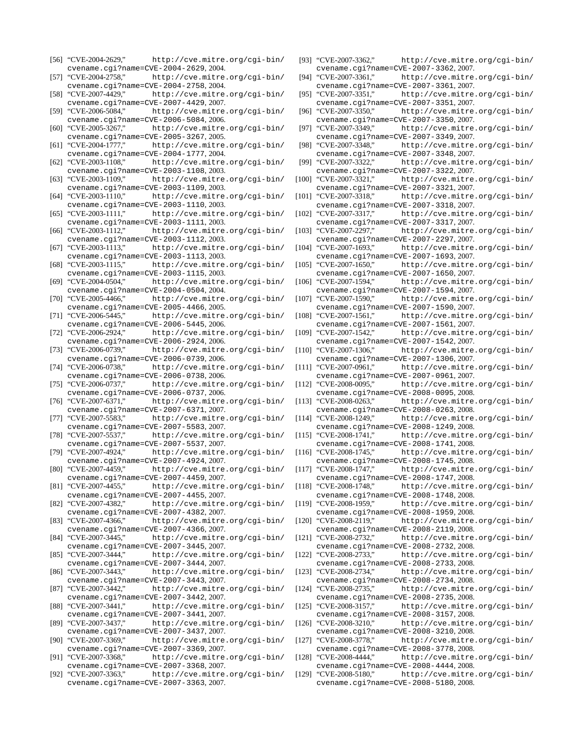[56] "CVE-2004-2629," http://cve.mitre.org/cgi-bin/cvename.cgi?name=CVE-2004-2629, 2004.
[57] "CVE-2004-2758," http://cve.mitre.org/cgi-bin/cvename.cgi?name=CVE-2004-2758, 2004.
[58] "CVE-2007-4429," http://cve.mitre.org/cgi-bin/cvename.cgi?name=CVE-2007-4429, 2007.
[59] "CVE-2006-5084," http://cve.mitre.org/cgi-bin/cvename.cgi?name=CVE-2006-5084, 2006.
[60] "CVE-2005-3267," http://cve.mitre.org/cgi-bin/cvename.cgi?name=CVE-2005-3267, 2005.
[61] "CVE-2004-1777," http://cve.mitre.org/cgi-bin/cvename.cgi?name=CVE-2004-1777, 2004.
[62] "CVE-2003-1108," http://cve.mitre.org/cgi-bin/cvename.cgi?name=CVE-2003-1108, 2003.
[63] "CVE-2003-1109," http://cve.mitre.org/cgi-bin/cvename.cgi?name=CVE-2003-1109, 2003.
[64] "CVE-2003-1110," http://cve.mitre.org/cgi-bin/cvename.cgi?name=CVE-2003-1110, 2003.
[65] "CVE-2003-1111," http://cve.mitre.org/cgi-bin/cvename.cgi?name=CVE-2003-1111, 2003.
[66] "CVE-2003-1112," http://cve.mitre.org/cgi-bin/cvename.cgi?name=CVE-2003-1112, 2003.
[67] "CVE-2003-1113," http://cve.mitre.org/cgi-bin/cvename.cgi?name=CVE-2003-1113, 2003.
[68] "CVE-2003-1115," http://cve.mitre.org/cgi-bin/cvename.cgi?name=CVE-2003-1115, 2003.
[69] "CVE-2004-0504," http://cve.mitre.org/cgi-bin/cvename.cgi?name=CVE-2004-0504, 2004.
[70] "CVE-2005-4466," http://cve.mitre.org/cgi-bin/cvename.cgi?name=CVE-2005-4466, 2005.
[71] "CVE-2006-5445," http://cve.mitre.org/cgi-bin/cvename.cgi?name=CVE-2006-5445, 2006.
[72] "CVE-2006-2924," http://cve.mitre.org/cgi-bin/cvename.cgi?name=CVE-2006-2924, 2006.
[73] "CVE-2006-0739," http://cve.mitre.org/cgi-bin/cvename.cgi?name=CVE-2006-0739, 2006.
[74] "CVE-2006-0738," http://cve.mitre.org/cgi-bin/cvename.cgi?name=CVE-2006-0738, 2006.
[75] "CVE-2006-0737," http://cve.mitre.org/cgi-bin/cvename.cgi?name=CVE-2006-0737, 2006.
[76] "CVE-2007-6371," http://cve.mitre.org/cgi-bin/cvename.cgi?name=CVE-2007-6371, 2007.
[77] "CVE-2007-5583," http://cve.mitre.org/cgi-bin/cvename.cgi?name=CVE-2007-5583, 2007.
[78] "CVE-2007-5537," http://cve.mitre.org/cgi-bin/cvename.cgi?name=CVE-2007-5537, 2007.
[79] "CVE-2007-4924," http://cve.mitre.org/cgi-bin/cvename.cgi?name=CVE-2007-4924, 2007.
[80] "CVE-2007-4459," http://cve.mitre.org/cgi-bin/cvename.cgi?name=CVE-2007-4459, 2007.
[81] "CVE-2007-4455," http://cve.mitre.org/cgi-bin/cvename.cgi?name=CVE-2007-4455, 2007.
[82] "CVE-2007-4382," http://cve.mitre.org/cgi-bin/cvename.cgi?name=CVE-2007-4382, 2007.
[83] "CVE-2007-4366," http://cve.mitre.org/cgi-bin/cvename.cgi?name=CVE-2007-4366, 2007.
[84] "CVE-2007-3445," http://cve.mitre.org/cgi-bin/cvename.cgi?name=CVE-2007-3445, 2007.
[85] "CVE-2007-3444," http://cve.mitre.org/cgi-bin/cvename.cgi?name=CVE-2007-3444, 2007.
[86] "CVE-2007-3443," http://cve.mitre.org/cgi-bin/cvename.cgi?name=CVE-2007-3443, 2007.
[87] "CVE-2007-3442," http://cve.mitre.org/cgi-bin/cvename.cgi?name=CVE-2007-3442, 2007.
[88] "CVE-2007-3441," http://cve.mitre.org/cgi-bin/cvename.cgi?name=CVE-2007-3441, 2007.
[89] "CVE-2007-3437," http://cve.mitre.org/cgi-bin/cvename.cgi?name=CVE-2007-3437, 2007.
[90] "CVE-2007-3369," http://cve.mitre.org/cgi-bin/cvename.cgi?name=CVE-2007-3369, 2007.
[91] "CVE-2007-3368," http://cve.mitre.org/cgi-bin/cvename.cgi?name=CVE-2007-3368, 2007.
[92] "CVE-2007-3363," http://cve.mitre.org/cgi-bin/cvename.cgi?name=CVE-2007-3363, 2007.
[93] "CVE-2007-3362," http://cve.mitre.org/cgi-bin/cvename.cgi?name=CVE-2007-3362, 2007.
[94] "CVE-2007-3361," http://cve.mitre.org/cgi-bin/cvename.cgi?name=CVE-2007-3361, 2007.
[95] "CVE-2007-3351," http://cve.mitre.org/cgi-bin/cvename.cgi?name=CVE-2007-3351, 2007.
[96] "CVE-2007-3350," http://cve.mitre.org/cgi-bin/cvename.cgi?name=CVE-2007-3350, 2007.
[97] "CVE-2007-3349," http://cve.mitre.org/cgi-bin/cvename.cgi?name=CVE-2007-3349, 2007.
[98] "CVE-2007-3348," http://cve.mitre.org/cgi-bin/cvename.cgi?name=CVE-2007-3348, 2007.
[99] "CVE-2007-3322," http://cve.mitre.org/cgi-bin/cvename.cgi?name=CVE-2007-3322, 2007.
[100] "CVE-2007-3321," http://cve.mitre.org/cgi-bin/cvename.cgi?name=CVE-2007-3321, 2007.
[101] "CVE-2007-3318," http://cve.mitre.org/cgi-bin/cvename.cgi?name=CVE-2007-3318, 2007.
[102] "CVE-2007-3317," http://cve.mitre.org/cgi-bin/cvename.cgi?name=CVE-2007-3317, 2007.
[103] "CVE-2007-2297," http://cve.mitre.org/cgi-bin/cvename.cgi?name=CVE-2007-2297, 2007.
[104] "CVE-2007-1693," http://cve.mitre.org/cgi-bin/cvename.cgi?name=CVE-2007-1693, 2007.
[105] "CVE-2007-1650," http://cve.mitre.org/cgi-bin/cvename.cgi?name=CVE-2007-1650, 2007.
[106] "CVE-2007-1594," http://cve.mitre.org/cgi-bin/cvename.cgi?name=CVE-2007-1594, 2007.
[107] "CVE-2007-1590," http://cve.mitre.org/cgi-bin/cvename.cgi?name=CVE-2007-1590, 2007.
[108] "CVE-2007-1561," http://cve.mitre.org/cgi-bin/cvename.cgi?name=CVE-2007-1561, 2007.
[109] "CVE-2007-1542," http://cve.mitre.org/cgi-bin/cvename.cgi?name=CVE-2007-1542, 2007.
[110] "CVE-2007-1306," http://cve.mitre.org/cgi-bin/cvename.cgi?name=CVE-2007-1306, 2007.
[111] "CVE-2007-0961," http://cve.mitre.org/cgi-bin/cvename.cgi?name=CVE-2007-0961, 2007.
[112] "CVE-2008-0095," http://cve.mitre.org/cgi-bin/cvename.cgi?name=CVE-2008-0095, 2008.
[113] "CVE-2008-0263," http://cve.mitre.org/cgi-bin/cvename.cgi?name=CVE-2008-0263, 2008.
[114] "CVE-2008-1249," http://cve.mitre.org/cgi-bin/cvename.cgi?name=CVE-2008-1249, 2008.
[115] "CVE-2008-1741," http://cve.mitre.org/cgi-bin/cvename.cgi?name=CVE-2008-1741, 2008.
[116] "CVE-2008-1745," http://cve.mitre.org/cgi-bin/cvename.cgi?name=CVE-2008-1745, 2008.
[117] "CVE-2008-1747," http://cve.mitre.org/cgi-bin/cvename.cgi?name=CVE-2008-1747, 2008.
[118] "CVE-2008-1748," http://cve.mitre.org/cgi-bin/cvename.cgi?name=CVE-2008-1748, 2008.
[119] "CVE-2008-1959," http://cve.mitre.org/cgi-bin/cvename.cgi?name=CVE-2008-1959, 2008.
[120] "CVE-2008-2119," http://cve.mitre.org/cgi-bin/cvename.cgi?name=CVE-2008-2119, 2008.
[121] "CVE-2008-2732," http://cve.mitre.org/cgi-bin/cvename.cgi?name=CVE-2008-2732, 2008.
[122] "CVE-2008-2733," http://cve.mitre.org/cgi-bin/cvename.cgi?name=CVE-2008-2733, 2008.
[123] "CVE-2008-2734," http://cve.mitre.org/cgi-bin/cvename.cgi?name=CVE-2008-2734, 2008.
[124] "CVE-2008-2735," http://cve.mitre.org/cgi-bin/cvename.cgi?name=CVE-2008-2735, 2008.
[125] "CVE-2008-3157," http://cve.mitre.org/cgi-bin/cvename.cgi?name=CVE-2008-3157, 2008.
[126] "CVE-2008-3210," http://cve.mitre.org/cgi-bin/cvename.cgi?name=CVE-2008-3210, 2008.
[127] "CVE-2008-3778," http://cve.mitre.org/cgi-bin/cvename.cgi?name=CVE-2008-3778, 2008.
[128] "CVE-2008-4444," http://cve.mitre.org/cgi-bin/cvename.cgi?name=CVE-2008-4444, 2008.
[129] "CVE-2008-5180," http://cve.mitre.org/cgi-bin/cvename.cgi?name=CVE-2008-5180, 2008.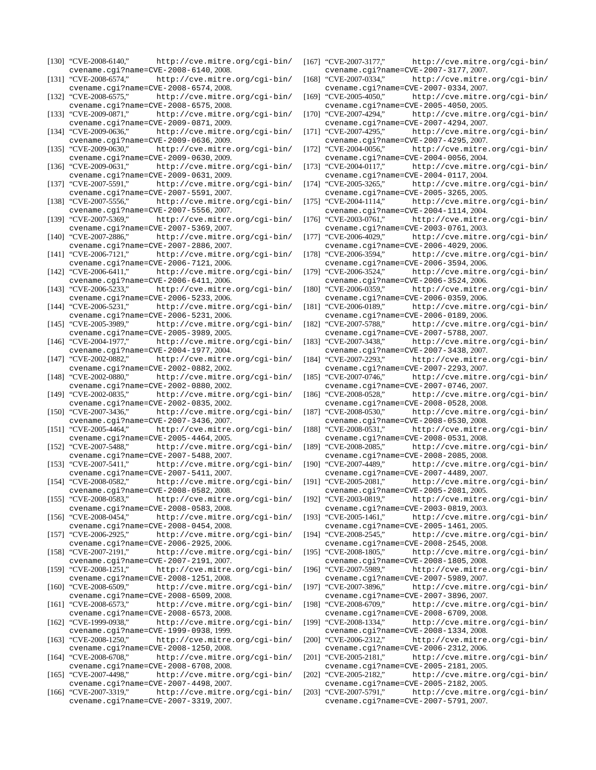[130] "CVE-2008-6140," http://cve.mitre.org/cgi-bin/cvename.cgi?name=CVE-2008-6140, 2008.

[131] "CVE-2008-6574," http://cve.mitre.org/cgi-bin/cvename.cgi?name=CVE-2008-6574, 2008.

[132] "CVE-2008-6575," http://cve.mitre.org/cgi-bin/cvename.cgi?name=CVE-2008-6575, 2008.

[133] "CVE-2009-0871," http://cve.mitre.org/cgi-bin/cvename.cgi?name=CVE-2009-0871, 2009.

[134] "CVE-2009-0636," http://cve.mitre.org/cgi-bin/cvename.cgi?name=CVE-2009-0636, 2009.

[135] "CVE-2009-0630," http://cve.mitre.org/cgi-bin/cvename.cgi?name=CVE-2009-0630, 2009.

[136] "CVE-2009-0631," http://cve.mitre.org/cgi-bin/cvename.cgi?name=CVE-2009-0631, 2009.

[137] "CVE-2007-5591," http://cve.mitre.org/cgi-bin/cvename.cgi?name=CVE-2007-5591, 2007.

[138] "CVE-2007-5556," http://cve.mitre.org/cgi-bin/cvename.cgi?name=CVE-2007-5556, 2007.

[139] "CVE-2007-5369," http://cve.mitre.org/cgi-bin/cvename.cgi?name=CVE-2007-5369, 2007.

[140] "CVE-2007-2886," http://cve.mitre.org/cgi-bin/cvename.cgi?name=CVE-2007-2886, 2007.

[141] "CVE-2006-7121," http://cve.mitre.org/cgi-bin/cvename.cgi?name=CVE-2006-7121, 2006.

[142] "CVE-2006-6411," http://cve.mitre.org/cgi-bin/cvename.cgi?name=CVE-2006-6411, 2006.

[143] "CVE-2006-5233," http://cve.mitre.org/cgi-bin/cvename.cgi?name=CVE-2006-5233, 2006.

[144] "CVE-2006-5231," http://cve.mitre.org/cgi-bin/cvename.cgi?name=CVE-2006-5231, 2006.

[145] "CVE-2005-3989," http://cve.mitre.org/cgi-bin/cvename.cgi?name=CVE-2005-3989, 2005.

[146] "CVE-2004-1977," http://cve.mitre.org/cgi-bin/cvename.cgi?name=CVE-2004-1977, 2004.

[147] "CVE-2002-0882," http://cve.mitre.org/cgi-bin/cvename.cgi?name=CVE-2002-0882, 2002.

[148] "CVE-2002-0880," http://cve.mitre.org/cgi-bin/cvename.cgi?name=CVE-2002-0880, 2002.

[149] "CVE-2002-0835," http://cve.mitre.org/cgi-bin/cvename.cgi?name=CVE-2002-0835, 2002.

[150] "CVE-2007-3436," http://cve.mitre.org/cgi-bin/cvename.cgi?name=CVE-2007-3436, 2007.

[151] "CVE-2005-4464," http://cve.mitre.org/cgi-bin/cvename.cgi?name=CVE-2005-4464, 2005.

[152] "CVE-2007-5488," http://cve.mitre.org/cgi-bin/cvename.cgi?name=CVE-2007-5488, 2007.

[153] "CVE-2007-5411," http://cve.mitre.org/cgi-bin/cvename.cgi?name=CVE-2007-5411, 2007.

[154] "CVE-2008-0582," http://cve.mitre.org/cgi-bin/cvename.cgi?name=CVE-2008-0582, 2008.

[155] "CVE-2008-0583," http://cve.mitre.org/cgi-bin/cvename.cgi?name=CVE-2008-0583, 2008.

[156] "CVE-2008-0454," http://cve.mitre.org/cgi-bin/cvename.cgi?name=CVE-2008-0454, 2008.

[157] "CVE-2006-2925," http://cve.mitre.org/cgi-bin/cvename.cgi?name=CVE-2006-2925, 2006.

[158] "CVE-2007-2191," http://cve.mitre.org/cgi-bin/cvename.cgi?name=CVE-2007-2191, 2007.

[159] "CVE-2008-1251," http://cve.mitre.org/cgi-bin/cvename.cgi?name=CVE-2008-1251, 2008.

[160] "CVE-2008-6509," http://cve.mitre.org/cgi-bin/cvename.cgi?name=CVE-2008-6509, 2008.

[161] "CVE-2008-6573," http://cve.mitre.org/cgi-bin/cvename.cgi?name=CVE-2008-6573, 2008.

[162] "CVE-1999-0938," http://cve.mitre.org/cgi-bin/cvename.cgi?name=CVE-1999-0938, 1999.

[163] "CVE-2008-1250," http://cve.mitre.org/cgi-bin/cvename.cgi?name=CVE-2008-1250, 2008.

[164] "CVE-2008-6708," http://cve.mitre.org/cgi-bin/cvename.cgi?name=CVE-2008-6708, 2008.

[165] "CVE-2007-4498," http://cve.mitre.org/cgi-bin/cvename.cgi?name=CVE-2007-4498, 2007.

[166] "CVE-2007-3319," http://cve.mitre.org/cgi-bin/cvename.cgi?name=CVE-2007-3319, 2007.

[167] "CVE-2007-3177," http://cve.mitre.org/cgi-bin/cvename.cgi?name=CVE-2007-3177, 2007.

[168] "CVE-2007-0334," http://cve.mitre.org/cgi-bin/cvename.cgi?name=CVE-2007-0334, 2007.

[169] "CVE-2005-4050," http://cve.mitre.org/cgi-bin/cvename.cgi?name=CVE-2005-4050, 2005.

[170] "CVE-2007-4294," http://cve.mitre.org/cgi-bin/cvename.cgi?name=CVE-2007-4294, 2007.

[171] "CVE-2007-4295," http://cve.mitre.org/cgi-bin/cvename.cgi?name=CVE-2007-4295, 2007.

[172] "CVE-2004-0056," http://cve.mitre.org/cgi-bin/cvename.cgi?name=CVE-2004-0056, 2004.

[173] "CVE-2004-0117," http://cve.mitre.org/cgi-bin/cvename.cgi?name=CVE-2004-0117, 2004.

[174] "CVE-2005-3265," http://cve.mitre.org/cgi-bin/cvename.cgi?name=CVE-2005-3265, 2005.

[175] "CVE-2004-1114," http://cve.mitre.org/cgi-bin/cvename.cgi?name=CVE-2004-1114, 2004.

[176] "CVE-2003-0761," http://cve.mitre.org/cgi-bin/cvename.cgi?name=CVE-2003-0761, 2003.

[177] "CVE-2006-4029," http://cve.mitre.org/cgi-bin/cvename.cgi?name=CVE-2006-4029, 2006.

[178] "CVE-2006-3594," http://cve.mitre.org/cgi-bin/cvename.cgi?name=CVE-2006-3594, 2006.

[179] "CVE-2006-3524," http://cve.mitre.org/cgi-bin/cvename.cgi?name=CVE-2006-3524, 2006.

[180] "CVE-2006-0359," http://cve.mitre.org/cgi-bin/cvename.cgi?name=CVE-2006-0359, 2006.

[181] "CVE-2006-0189," http://cve.mitre.org/cgi-bin/cvename.cgi?name=CVE-2006-0189, 2006.

[182] "CVE-2007-5788," http://cve.mitre.org/cgi-bin/cvename.cgi?name=CVE-2007-5788, 2007.

[183] "CVE-2007-3438," http://cve.mitre.org/cgi-bin/cvename.cgi?name=CVE-2007-3438, 2007.

[184] "CVE-2007-2293," http://cve.mitre.org/cgi-bin/cvename.cgi?name=CVE-2007-2293, 2007.

[185] "CVE-2007-0746," http://cve.mitre.org/cgi-bin/cvename.cgi?name=CVE-2007-0746, 2007.

[186] "CVE-2008-0528," http://cve.mitre.org/cgi-bin/cvename.cgi?name=CVE-2008-0528, 2008.

[187] "CVE-2008-0530," http://cve.mitre.org/cgi-bin/cvename.cgi?name=CVE-2008-0530, 2008.

[188] "CVE-2008-0531," http://cve.mitre.org/cgi-bin/cvename.cgi?name=CVE-2008-0531, 2008.

[189] "CVE-2008-2085," http://cve.mitre.org/cgi-bin/cvename.cgi?name=CVE-2008-2085, 2008.

[190] "CVE-2007-4489," http://cve.mitre.org/cgi-bin/cvename.cgi?name=CVE-2007-4489, 2007.

[191] "CVE-2005-2081," http://cve.mitre.org/cgi-bin/cvename.cgi?name=CVE-2005-2081, 2005.

[192] "CVE-2003-0819," http://cve.mitre.org/cgi-bin/cvename.cgi?name=CVE-2003-0819, 2003.

[193] "CVE-2005-1461," http://cve.mitre.org/cgi-bin/cvename.cgi?name=CVE-2005-1461, 2005.

[194] "CVE-2008-2545," http://cve.mitre.org/cgi-bin/cvename.cgi?name=CVE-2008-2545, 2008.

[195] "CVE-2008-1805," http://cve.mitre.org/cgi-bin/cvename.cgi?name=CVE-2008-1805, 2008.

[196] "CVE-2007-5989," http://cve.mitre.org/cgi-bin/cvename.cgi?name=CVE-2007-5989, 2007.

[197] "CVE-2007-3896," http://cve.mitre.org/cgi-bin/cvename.cgi?name=CVE-2007-3896, 2007.

[198] "CVE-2008-6709," http://cve.mitre.org/cgi-bin/cvename.cgi?name=CVE-2008-6709, 2008.

[199] "CVE-2008-1334," http://cve.mitre.org/cgi-bin/cvename.cgi?name=CVE-2008-1334, 2008.

[200] "CVE-2006-2312," http://cve.mitre.org/cgi-bin/cvename.cgi?name=CVE-2006-2312, 2006.

[201] "CVE-2005-2181," http://cve.mitre.org/cgi-bin/cvename.cgi?name=CVE-2005-2181, 2005.

[202] "CVE-2005-2182," http://cve.mitre.org/cgi-bin/cvename.cgi?name=CVE-2005-2182, 2005.

[203] "CVE-2007-5791," http://cve.mitre.org/cgi-bin/cvename.cgi?name=CVE-2007-5791, 2007.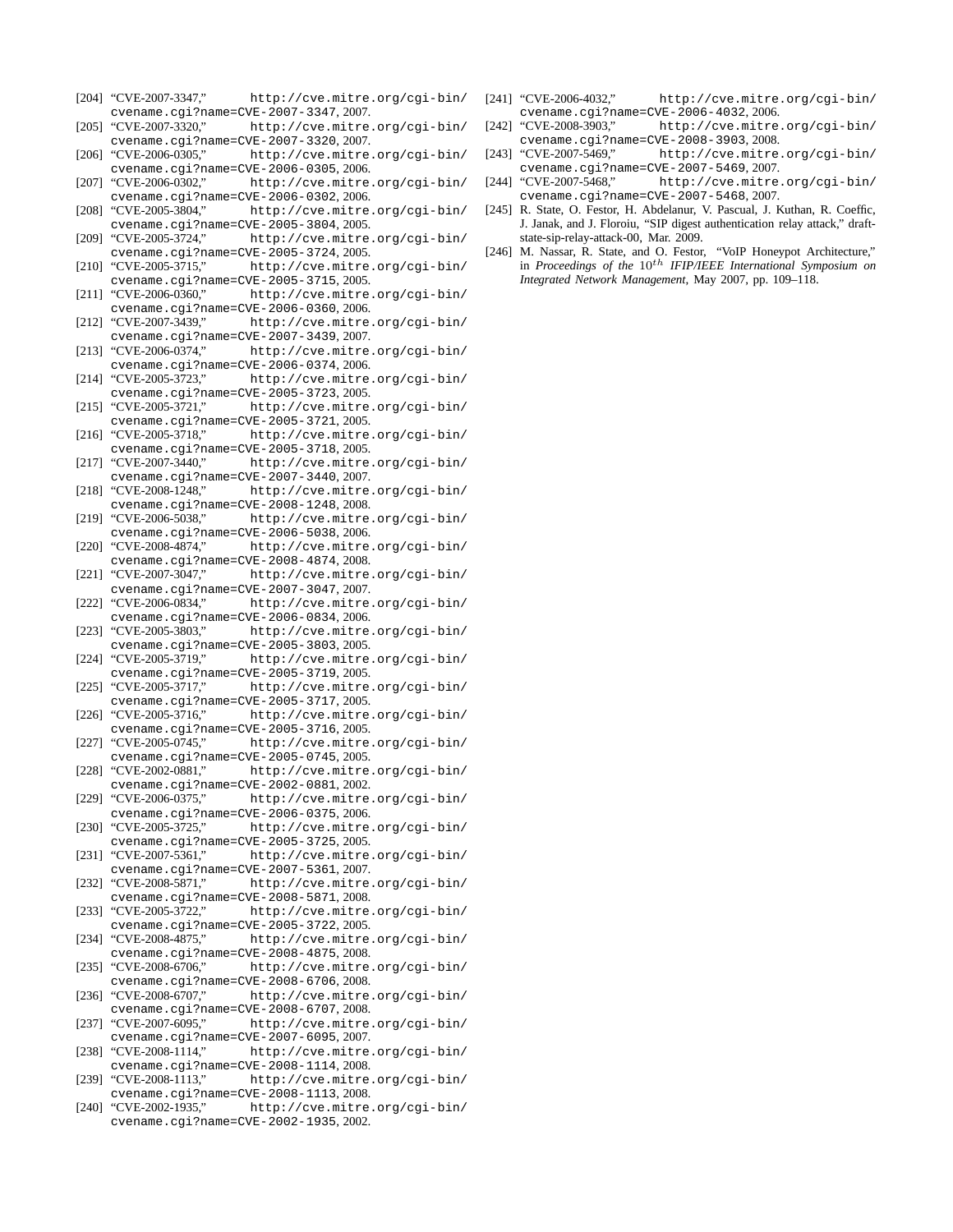[204] "CVE-2007-3347," http://cve.mitre.org/cgi-bin/cvename.cgi?name=CVE-2007-3347, 2007.

[205] "CVE-2007-3320," http://cve.mitre.org/cgi-bin/cvename.cgi?name=CVE-2007-3320, 2007.

[206] "CVE-2006-0305," http://cve.mitre.org/cgi-bin/cvename.cgi?name=CVE-2006-0305, 2006.

[207] "CVE-2006-0302," http://cve.mitre.org/cgi-bin/cvename.cgi?name=CVE-2006-0302, 2006.

[208] "CVE-2005-3804," http://cve.mitre.org/cgi-bin/cvename.cgi?name=CVE-2005-3804, 2005.

[209] "CVE-2005-3724," http://cve.mitre.org/cgi-bin/cvename.cgi?name=CVE-2005-3724, 2005.

[210] "CVE-2005-3715," http://cve.mitre.org/cgi-bin/cvename.cgi?name=CVE-2005-3715, 2005.

[211] "CVE-2006-0360," http://cve.mitre.org/cgi-bin/cvename.cgi?name=CVE-2006-0360, 2006.

[212] "CVE-2007-3439," http://cve.mitre.org/cgi-bin/cvename.cgi?name=CVE-2007-3439, 2007.

[213] "CVE-2006-0374," http://cve.mitre.org/cgi-bin/cvename.cgi?name=CVE-2006-0374, 2006.

[214] "CVE-2005-3723," http://cve.mitre.org/cgi-bin/cvename.cgi?name=CVE-2005-3723, 2005.

[215] "CVE-2005-3721," http://cve.mitre.org/cgi-bin/cvename.cgi?name=CVE-2005-3721, 2005.

[216] "CVE-2005-3718," http://cve.mitre.org/cgi-bin/cvename.cgi?name=CVE-2005-3718, 2005.

[217] "CVE-2007-3440," http://cve.mitre.org/cgi-bin/cvename.cgi?name=CVE-2007-3440, 2007.

[218] "CVE-2008-1248," http://cve.mitre.org/cgi-bin/cvename.cgi?name=CVE-2008-1248, 2008.

[219] "CVE-2006-5038," http://cve.mitre.org/cgi-bin/cvename.cgi?name=CVE-2006-5038, 2006.

[220] "CVE-2008-4874," http://cve.mitre.org/cgi-bin/cvename.cgi?name=CVE-2008-4874, 2008.

[221] "CVE-2007-3047," http://cve.mitre.org/cgi-bin/cvename.cgi?name=CVE-2007-3047, 2007.

[222] "CVE-2006-0834," http://cve.mitre.org/cgi-bin/cvename.cgi?name=CVE-2006-0834, 2006.

[223] "CVE-2005-3803," http://cve.mitre.org/cgi-bin/cvename.cgi?name=CVE-2005-3803, 2005.

[224] "CVE-2005-3719," http://cve.mitre.org/cgi-bin/cvename.cgi?name=CVE-2005-3719, 2005.

[225] "CVE-2005-3717," http://cve.mitre.org/cgi-bin/cvename.cgi?name=CVE-2005-3717, 2005.

[226] "CVE-2005-3716," http://cve.mitre.org/cgi-bin/cvename.cgi?name=CVE-2005-3716, 2005.

[227] "CVE-2005-0745," http://cve.mitre.org/cgi-bin/cvename.cgi?name=CVE-2005-0745, 2005.

[228] "CVE-2002-0881," http://cve.mitre.org/cgi-bin/cvename.cgi?name=CVE-2002-0881, 2002.

[229] "CVE-2006-0375," http://cve.mitre.org/cgi-bin/cvename.cgi?name=CVE-2006-0375, 2006.

[230] "CVE-2005-3725," http://cve.mitre.org/cgi-bin/cvename.cgi?name=CVE-2005-3725, 2005.

[231] "CVE-2007-5361," http://cve.mitre.org/cgi-bin/cvename.cgi?name=CVE-2007-5361, 2007.

[232] "CVE-2008-5871," http://cve.mitre.org/cgi-bin/cvename.cgi?name=CVE-2008-5871, 2008.

[233] "CVE-2005-3722," http://cve.mitre.org/cgi-bin/cvename.cgi?name=CVE-2005-3722, 2005.

[234] "CVE-2008-4875," http://cve.mitre.org/cgi-bin/cvename.cgi?name=CVE-2008-4875, 2008.

[235] "CVE-2008-6706," http://cve.mitre.org/cgi-bin/cvename.cgi?name=CVE-2008-6706, 2008.

[236] "CVE-2008-6707," http://cve.mitre.org/cgi-bin/cvename.cgi?name=CVE-2008-6707, 2008.

[237] "CVE-2007-6095," http://cve.mitre.org/cgi-bin/cvename.cgi?name=CVE-2007-6095, 2007.

[238] "CVE-2008-1114," http://cve.mitre.org/cgi-bin/cvename.cgi?name=CVE-2008-1114, 2008.

[239] "CVE-2008-1113," http://cve.mitre.org/cgi-bin/cvename.cgi?name=CVE-2008-1113, 2008.

[240] "CVE-2002-1935," http://cve.mitre.org/cgi-bin/cvename.cgi?name=CVE-2002-1935, 2002.

[241] "CVE-2006-4032," http://cve.mitre.org/cgi-bin/cvename.cgi?name=CVE-2006-4032, 2006.

[242] "CVE-2008-3903," http://cve.mitre.org/cgi-bin/cvename.cgi?name=CVE-2008-3903, 2008.

[243] "CVE-2007-5469," http://cve.mitre.org/cgi-bin/cvename.cgi?name=CVE-2007-5469, 2007.

[244] "CVE-2007-5468," http://cve.mitre.org/cgi-bin/cvename.cgi?name=CVE-2007-5468, 2007.

[245] R. State, O. Festor, H. Abdelanur, V. Pascual, J. Kuthan, R. Coeffic, J. Janak, and J. Floroiu, "SIP digest authentication relay attack," draft-state-sip-relay-attack-00, Mar. 2009.

[246] M. Nassar, R. State, and O. Festor, "VoIP Honeypot Architecture," in *Proceedings of the* $10^{th}$ *IFIP/IEEE International Symposium on Integrated Network Management*, May 2007, pp. 109–118.